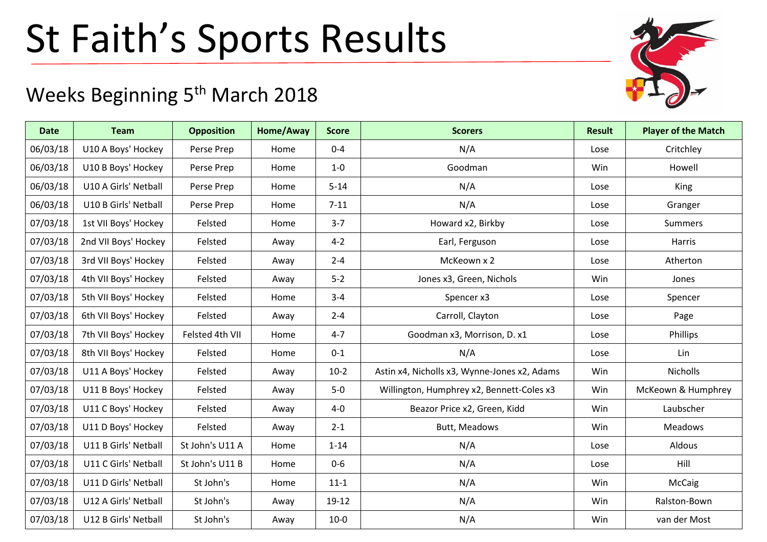# St Faith's Sports Results

## Weeks Beginning 5th March 2018

| Date | Team | Opposition | Home/Away | Score | Scorers | Result | Player of the Match |
|---|---|---|---|---|---|---|---|
| 06/03/18 | U10 A Boys' Hockey | Perse Prep | Home | 0-4 | N/A | Lose | Critchley |
| 06/03/18 | U10 B Boys' Hockey | Perse Prep | Home | 1-0 | Goodman | Win | Howell |
| 06/03/18 | U10 A Girls' Netball | Perse Prep | Home | 5-14 | N/A | Lose | King |
| 06/03/18 | U10 B Girls' Netball | Perse Prep | Home | 7-11 | N/A | Lose | Granger |
| 07/03/18 | 1st VII Boys' Hockey | Felsted | Home | 3-7 | Howard x2, Birkby | Lose | Summers |
| 07/03/18 | 2nd VII Boys' Hockey | Felsted | Away | 4-2 | Earl, Ferguson | Lose | Harris |
| 07/03/18 | 3rd VII Boys' Hockey | Felsted | Away | 2-4 | McKeown x 2 | Lose | Atherton |
| 07/03/18 | 4th VII Boys' Hockey | Felsted | Away | 5-2 | Jones x3, Green, Nichols | Win | Jones |
| 07/03/18 | 5th VII Boys' Hockey | Felsted | Home | 3-4 | Spencer x3 | Lose | Spencer |
| 07/03/18 | 6th VII Boys' Hockey | Felsted | Away | 2-4 | Carroll, Clayton | Lose | Page |
| 07/03/18 | 7th VII Boys' Hockey | Felsted 4th VII | Home | 4-7 | Goodman x3, Morrison, D. x1 | Lose | Phillips |
| 07/03/18 | 8th VII Boys' Hockey | Felsted | Home | 0-1 | N/A | Lose | Lin |
| 07/03/18 | U11 A Boys' Hockey | Felsted | Away | 10-2 | Astin x4, Nicholls x3, Wynne-Jones x2, Adams | Win | Nicholls |
| 07/03/18 | U11 B Boys' Hockey | Felsted | Away | 5-0 | Willington, Humphrey x2, Bennett-Coles x3 | Win | McKeown & Humphrey |
| 07/03/18 | U11 C Boys' Hockey | Felsted | Away | 4-0 | Beazor Price x2, Green, Kidd | Win | Laubscher |
| 07/03/18 | U11 D Boys' Hockey | Felsted | Away | 2-1 | Butt, Meadows | Win | Meadows |
| 07/03/18 | U11 B Girls' Netball | St John's U11 A | Home | 1-14 | N/A | Lose | Aldous |
| 07/03/18 | U11 C Girls' Netball | St John's U11 B | Home | 0-6 | N/A | Lose | Hill |
| 07/03/18 | U11 D Girls' Netball | St John's | Home | 11-1 | N/A | Win | McCaig |
| 07/03/18 | U12 A Girls' Netball | St John's | Away | 19-12 | N/A | Win | Ralston-Bown |
| 07/03/18 | U12 B Girls' Netball | St John's | Away | 10-0 | N/A | Win | van der Most |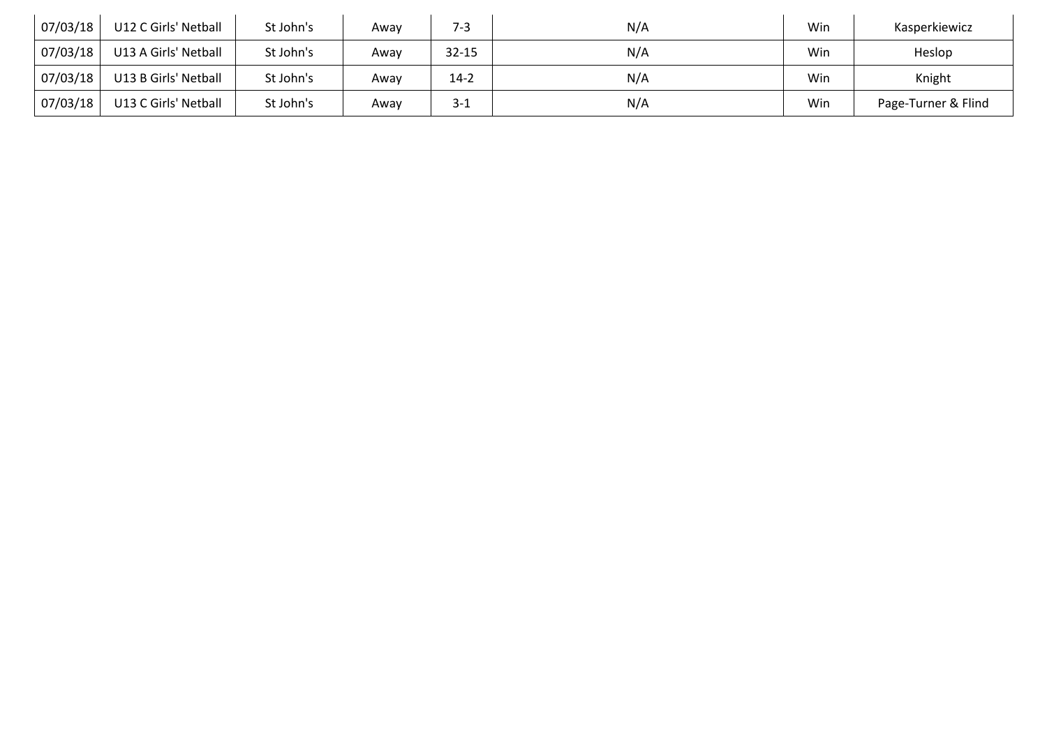| | | | | | | | |
|---|---|---|---|---|---|---|---|
| 07/03/18 | U12 C Girls' Netball | St John's | Away | 7-3 | N/A | Win | Kasperkiewicz |
| 07/03/18 | U13 A Girls' Netball | St John's | Away | 32-15 | N/A | Win | Heslop |
| 07/03/18 | U13 B Girls' Netball | St John's | Away | 14-2 | N/A | Win | Knight |
| 07/03/18 | U13 C Girls' Netball | St John's | Away | 3-1 | N/A | Win | Page-Turner & Flind |